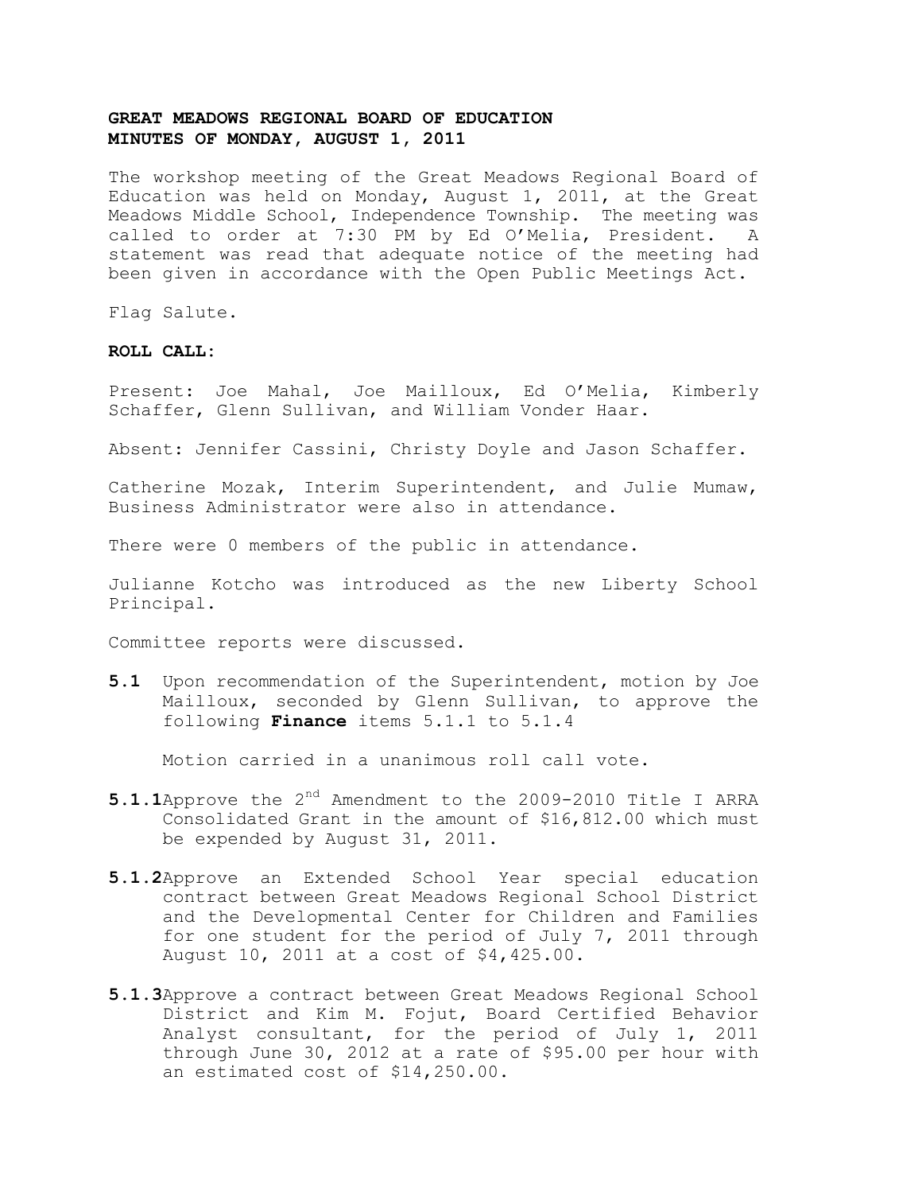**GREAT MEADOWS REGIONAL BOARD OF EDUCATION**
**MINUTES OF MONDAY, AUGUST 1, 2011**

The workshop meeting of the Great Meadows Regional Board of Education was held on Monday, August 1, 2011, at the Great Meadows Middle School, Independence Township. The meeting was called to order at 7:30 PM by Ed O'Melia, President. A statement was read that adequate notice of the meeting had been given in accordance with the Open Public Meetings Act.

Flag Salute.

**ROLL CALL:**

Present: Joe Mahal, Joe Mailloux, Ed O'Melia, Kimberly Schaffer, Glenn Sullivan, and William Vonder Haar.

Absent: Jennifer Cassini, Christy Doyle and Jason Schaffer.

Catherine Mozak, Interim Superintendent, and Julie Mumaw, Business Administrator were also in attendance.

There were 0 members of the public in attendance.

Julianne Kotcho was introduced as the new Liberty School Principal.

Committee reports were discussed.

**5.1** Upon recommendation of the Superintendent, motion by Joe Mailloux, seconded by Glenn Sullivan, to approve the following **Finance** items 5.1.1 to 5.1.4

Motion carried in a unanimous roll call vote.

**5.1.1** Approve the 2nd Amendment to the 2009-2010 Title I ARRA Consolidated Grant in the amount of $16,812.00 which must be expended by August 31, 2011.

**5.1.2** Approve an Extended School Year special education contract between Great Meadows Regional School District and the Developmental Center for Children and Families for one student for the period of July 7, 2011 through August 10, 2011 at a cost of $4,425.00.

**5.1.3** Approve a contract between Great Meadows Regional School District and Kim M. Fojut, Board Certified Behavior Analyst consultant, for the period of July 1, 2011 through June 30, 2012 at a rate of $95.00 per hour with an estimated cost of $14,250.00.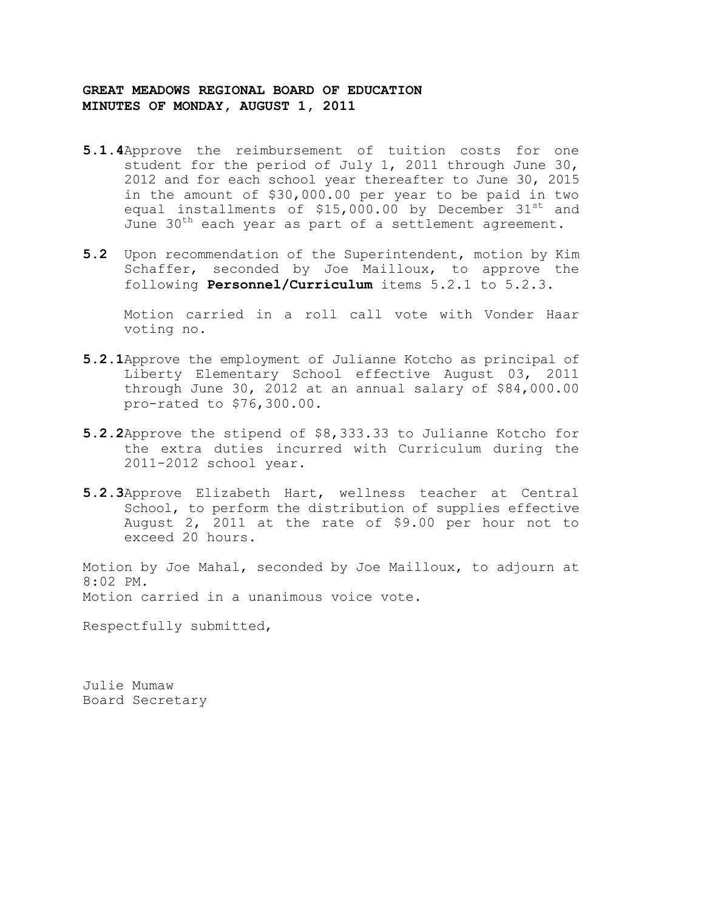**GREAT MEADOWS REGIONAL BOARD OF EDUCATION**
**MINUTES OF MONDAY, AUGUST 1, 2011**

**5.1.4** Approve the reimbursement of tuition costs for one student for the period of July 1, 2011 through June 30, 2012 and for each school year thereafter to June 30, 2015 in the amount of $30,000.00 per year to be paid in two equal installments of $15,000.00 by December 31st and June 30th each year as part of a settlement agreement.

**5.2** Upon recommendation of the Superintendent, motion by Kim Schaffer, seconded by Joe Mailloux, to approve the following **Personnel/Curriculum** items 5.2.1 to 5.2.3.

Motion carried in a roll call vote with Vonder Haar voting no.

**5.2.1** Approve the employment of Julianne Kotcho as principal of Liberty Elementary School effective August 03, 2011 through June 30, 2012 at an annual salary of $84,000.00 pro-rated to $76,300.00.

**5.2.2** Approve the stipend of $8,333.33 to Julianne Kotcho for the extra duties incurred with Curriculum during the 2011-2012 school year.

**5.2.3** Approve Elizabeth Hart, wellness teacher at Central School, to perform the distribution of supplies effective August 2, 2011 at the rate of $9.00 per hour not to exceed 20 hours.

Motion by Joe Mahal, seconded by Joe Mailloux, to adjourn at 8:02 PM.
Motion carried in a unanimous voice vote.

Respectfully submitted,

Julie Mumaw
Board Secretary